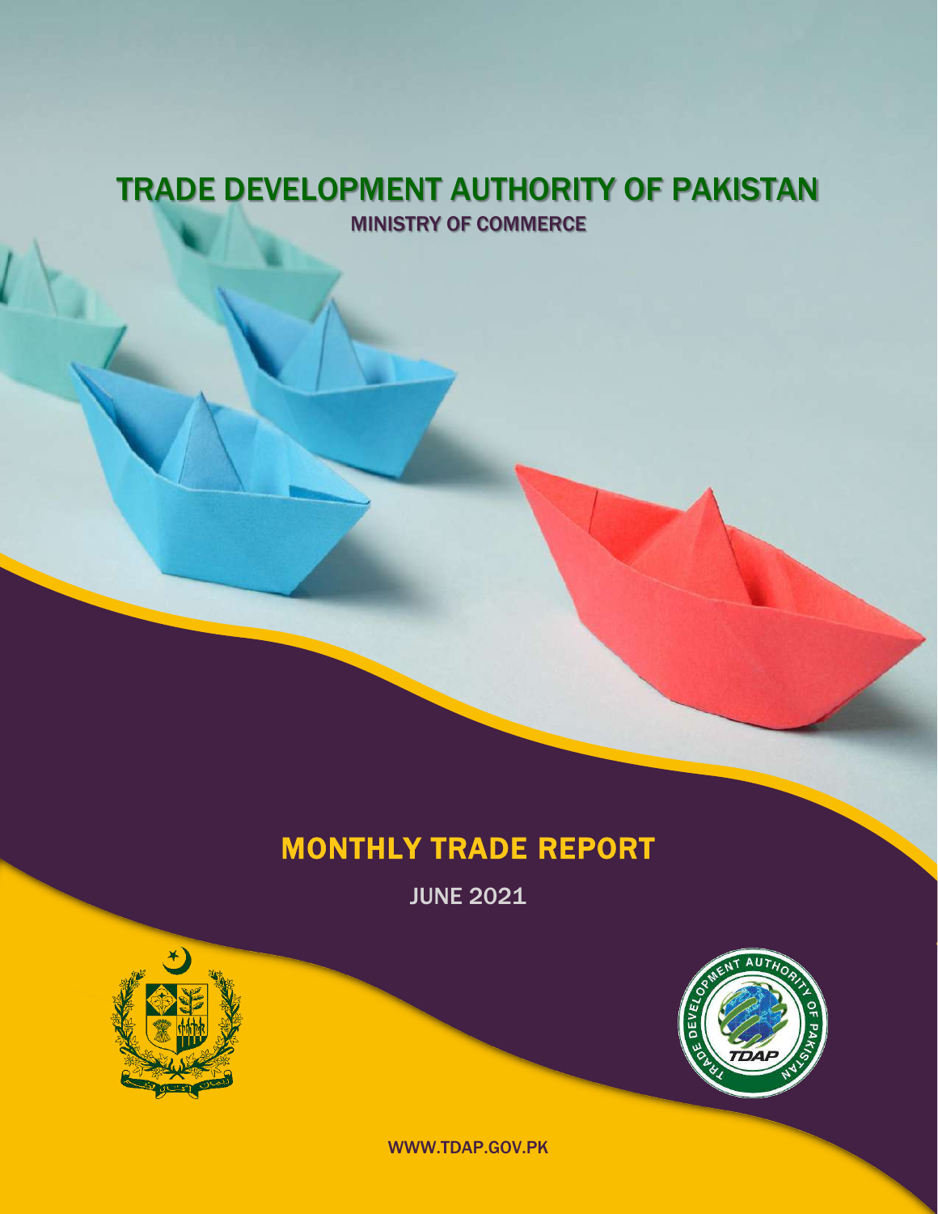# TRADE DEVELOPMENT AUTHORITY OF PAKISTAN

MINISTRY OF COMMERCE

## MONTHLY TRADE REPORT

JUNE 2021

WWW.TDAP.GOV.PK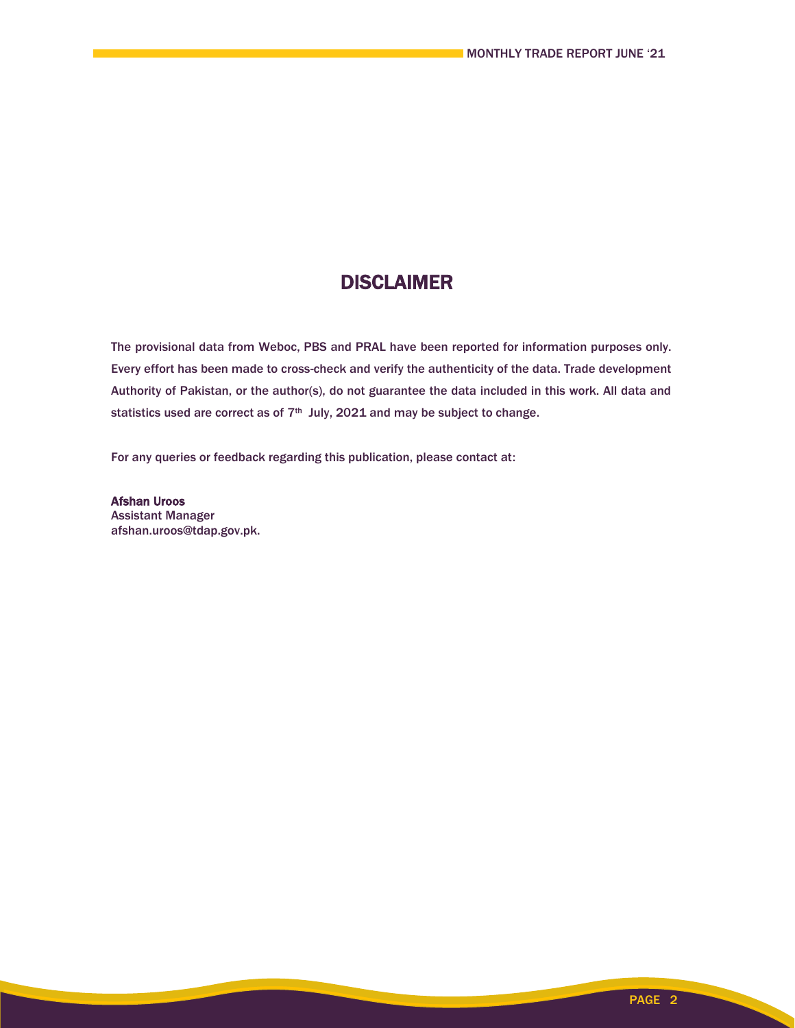# DISCLAIMER

The provisional data from Weboc, PBS and PRAL have been reported for information purposes only. Every effort has been made to cross-check and verify the authenticity of the data. Trade development Authority of Pakistan, or the author(s), do not guarantee the data included in this work. All data and statistics used are correct as of 7th July, 2021 and may be subject to change.

For any queries or feedback regarding this publication, please contact at:

**Afshan Uroos**
Assistant Manager
afshan.uroos@tdap.gov.pk.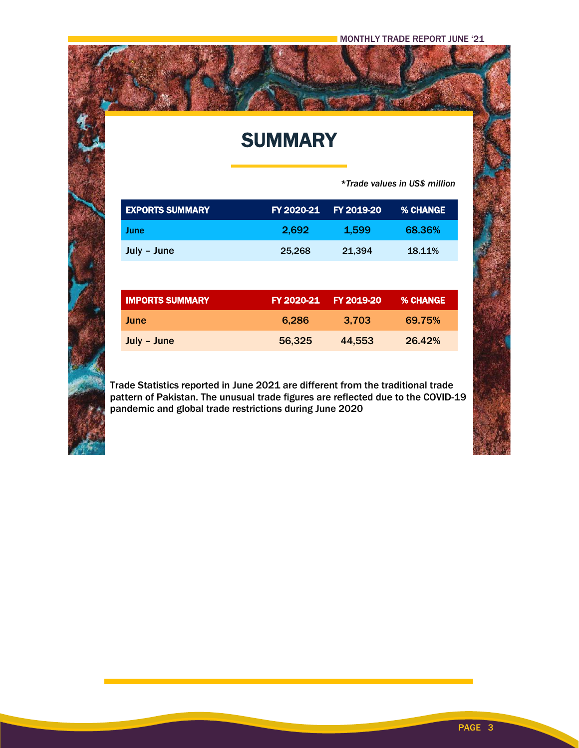# SUMMARY

*\*Trade values in US$ million*

| EXPORTS SUMMARY | FY 2020-21 | FY 2019-20 | % CHANGE |
|---|---|---|---|
| June | 2,692 | 1,599 | 68.36% |
| July – June | 25,268 | 21,394 | 18.11% |

| IMPORTS SUMMARY | FY 2020-21 | FY 2019-20 | % CHANGE |
|---|---|---|---|
| June | 6,286 | 3,703 | 69.75% |
| July – June | 56,325 | 44,553 | 26.42% |

Trade Statistics reported in June 2021 are different from the traditional trade pattern of Pakistan. The unusual trade figures are reflected due to the COVID-19 pandemic and global trade restrictions during June 2020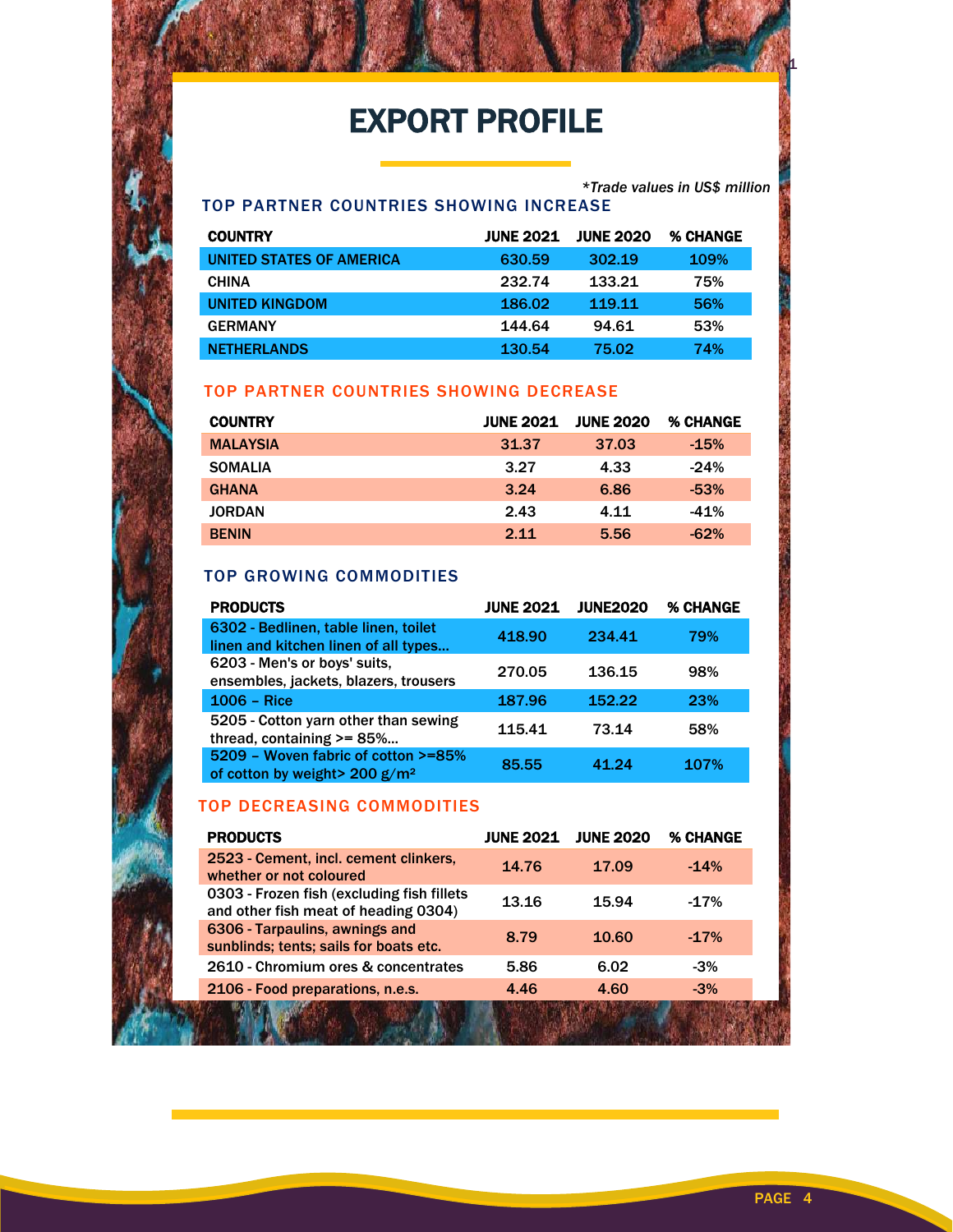# EXPORT PROFILE

*Trade values in US$ million*

### TOP PARTNER COUNTRIES SHOWING INCREASE

| COUNTRY | JUNE 2021 | JUNE 2020 | % CHANGE |
|---|---|---|---|
| UNITED STATES OF AMERICA | 630.59 | 302.19 | 109% |
| CHINA | 232.74 | 133.21 | 75% |
| UNITED KINGDOM | 186.02 | 119.11 | 56% |
| GERMANY | 144.64 | 94.61 | 53% |
| NETHERLANDS | 130.54 | 75.02 | 74% |

### TOP PARTNER COUNTRIES SHOWING DECREASE

| COUNTRY | JUNE 2021 | JUNE 2020 | % CHANGE |
|---|---|---|---|
| MALAYSIA | 31.37 | 37.03 | -15% |
| SOMALIA | 3.27 | 4.33 | -24% |
| GHANA | 3.24 | 6.86 | -53% |
| JORDAN | 2.43 | 4.11 | -41% |
| BENIN | 2.11 | 5.56 | -62% |

### TOP GROWING COMMODITIES

| PRODUCTS | JUNE 2021 | JUNE2020 | % CHANGE |
|---|---|---|---|
| 6302 - Bedlinen, table linen, toilet linen and kitchen linen of all types... | 418.90 | 234.41 | 79% |
| 6203 - Men's or boys' suits, ensembles, jackets, blazers, trousers | 270.05 | 136.15 | 98% |
| 1006 – Rice | 187.96 | 152.22 | 23% |
| 5205 - Cotton yarn other than sewing thread, containing >= 85%... | 115.41 | 73.14 | 58% |
| 5209 – Woven fabric of cotton >=85% of cotton by weight> 200 g/m² | 85.55 | 41.24 | 107% |

### TOP DECREASING COMMODITIES

| PRODUCTS | JUNE 2021 | JUNE 2020 | % CHANGE |
|---|---|---|---|
| 2523 - Cement, incl. cement clinkers, whether or not coloured | 14.76 | 17.09 | -14% |
| 0303 - Frozen fish (excluding fish fillets and other fish meat of heading 0304) | 13.16 | 15.94 | -17% |
| 6306 - Tarpaulins, awnings and sunblinds; tents; sails for boats etc. | 8.79 | 10.60 | -17% |
| 2610 - Chromium ores & concentrates | 5.86 | 6.02 | -3% |
| 2106 - Food preparations, n.e.s. | 4.46 | 4.60 | -3% |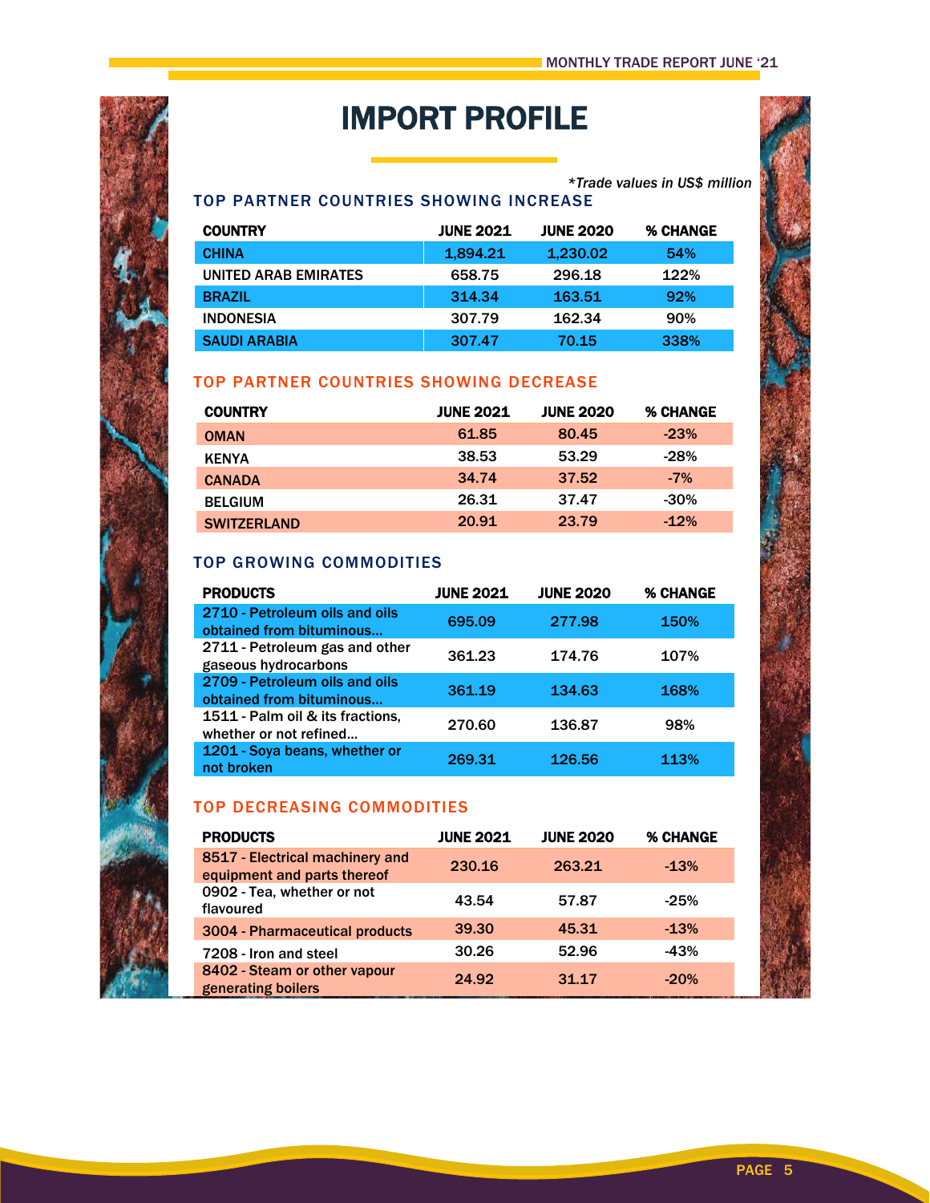# IMPORT PROFILE

*\*Trade values in US$ million*

## TOP PARTNER COUNTRIES SHOWING INCREASE

| COUNTRY | JUNE 2021 | JUNE 2020 | % CHANGE |
|---|---|---|---|
| CHINA | 1,894.21 | 1,230.02 | 54% |
| UNITED ARAB EMIRATES | 658.75 | 296.18 | 122% |
| BRAZIL | 314.34 | 163.51 | 92% |
| INDONESIA | 307.79 | 162.34 | 90% |
| SAUDI ARABIA | 307.47 | 70.15 | 338% |

## TOP PARTNER COUNTRIES SHOWING DECREASE

| COUNTRY | JUNE 2021 | JUNE 2020 | % CHANGE |
|---|---|---|---|
| OMAN | 61.85 | 80.45 | -23% |
| KENYA | 38.53 | 53.29 | -28% |
| CANADA | 34.74 | 37.52 | -7% |
| BELGIUM | 26.31 | 37.47 | -30% |
| SWITZERLAND | 20.91 | 23.79 | -12% |

## TOP GROWING COMMODITIES

| PRODUCTS | JUNE 2021 | JUNE 2020 | % CHANGE |
|---|---|---|---|
| 2710 - Petroleum oils and oils obtained from bituminous... | 695.09 | 277.98 | 150% |
| 2711 - Petroleum gas and other gaseous hydrocarbons | 361.23 | 174.76 | 107% |
| 2709 - Petroleum oils and oils obtained from bituminous... | 361.19 | 134.63 | 168% |
| 1511 - Palm oil & its fractions, whether or not refined... | 270.60 | 136.87 | 98% |
| 1201 - Soya beans, whether or not broken | 269.31 | 126.56 | 113% |

## TOP DECREASING COMMODITIES

| PRODUCTS | JUNE 2021 | JUNE 2020 | % CHANGE |
|---|---|---|---|
| 8517 - Electrical machinery and equipment and parts thereof | 230.16 | 263.21 | -13% |
| 0902 - Tea, whether or not flavoured | 43.54 | 57.87 | -25% |
| 3004 - Pharmaceutical products | 39.30 | 45.31 | -13% |
| 7208 - Iron and steel | 30.26 | 52.96 | -43% |
| 8402 - Steam or other vapour generating boilers | 24.92 | 31.17 | -20% |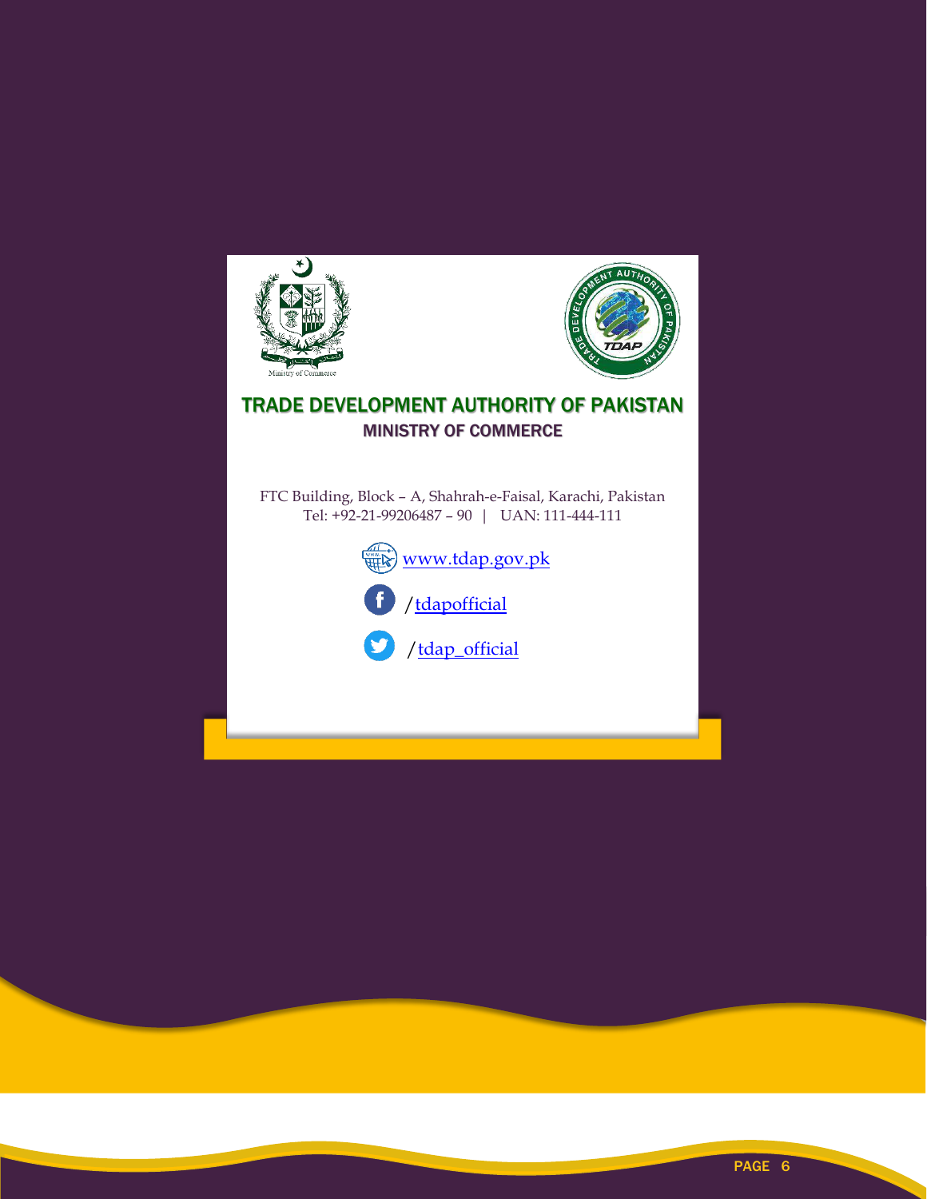Ministry of Commerce

# TRADE DEVELOPMENT AUTHORITY OF PAKISTAN

## MINISTRY OF COMMERCE

FTC Building, Block – A, Shahrah-e-Faisal, Karachi, Pakistan
Tel: +92-21-99206487 – 90 | UAN: 111-444-111

www.tdap.gov.pk

/tdapofficial

/tdap_official